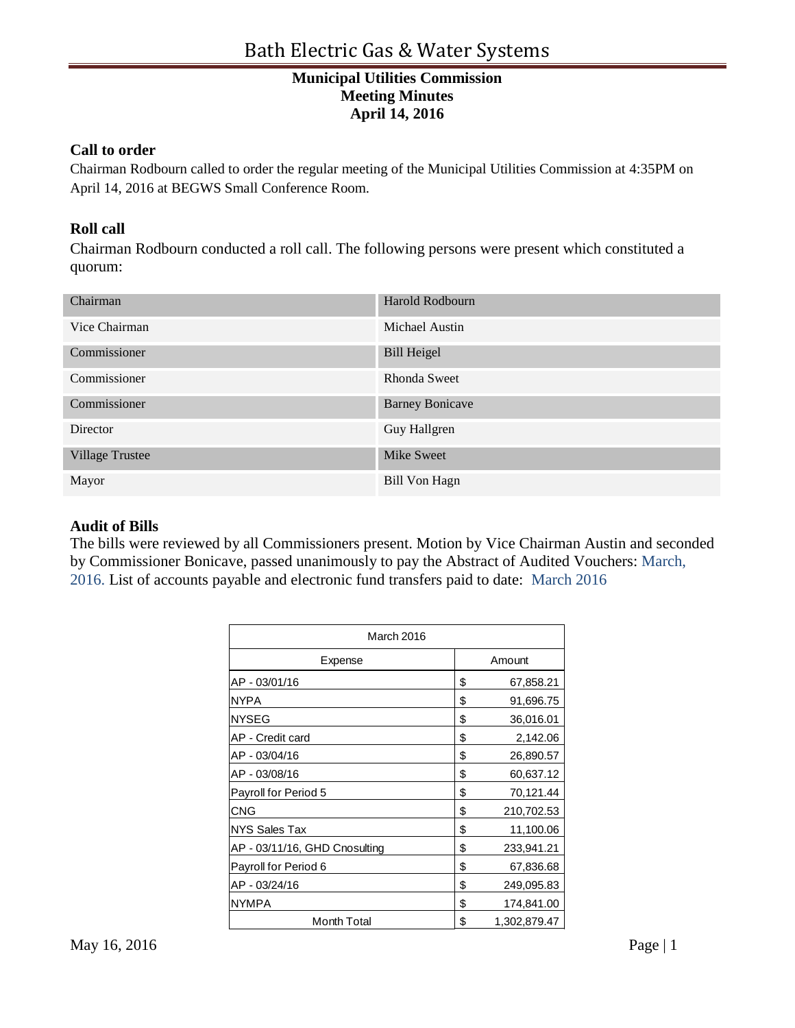# Bath Electric Gas & Water Systems

**Municipal Utilities Commission**
**Meeting Minutes**
**April 14, 2016**

## Call to order

Chairman Rodbourn called to order the regular meeting of the Municipal Utilities Commission at 4:35PM on April 14, 2016 at BEGWS Small Conference Room.

## Roll call

Chairman Rodbourn conducted a roll call. The following persons were present which constituted a quorum:

| | |
|---|---|
| Chairman | Harold Rodbourn |
| Vice Chairman | Michael Austin |
| Commissioner | Bill Heigel |
| Commissioner | Rhonda Sweet |
| Commissioner | Barney Bonicave |
| Director | Guy Hallgren |
| Village Trustee | Mike Sweet |
| Mayor | Bill Von Hagn |

## Audit of Bills

The bills were reviewed by all Commissioners present. Motion by Vice Chairman Austin and seconded by Commissioner Bonicave, passed unanimously to pay the Abstract of Audited Vouchers: March, 2016. List of accounts payable and electronic fund transfers paid to date: March 2016

| March 2016 | |
|---|---|
| Expense | Amount |
| AP - 03/01/16 | $ 67,858.21 |
| NYPA | $ 91,696.75 |
| NYSEG | $ 36,016.01 |
| AP - Credit card | $ 2,142.06 |
| AP - 03/04/16 | $ 26,890.57 |
| AP - 03/08/16 | $ 60,637.12 |
| Payroll for Period 5 | $ 70,121.44 |
| CNG | $ 210,702.53 |
| NYS Sales Tax | $ 11,100.06 |
| AP - 03/11/16, GHD Cnosulting | $ 233,941.21 |
| Payroll for Period 6 | $ 67,836.68 |
| AP - 03/24/16 | $ 249,095.83 |
| NYMPA | $ 174,841.00 |
| Month Total | $ 1,302,879.47 |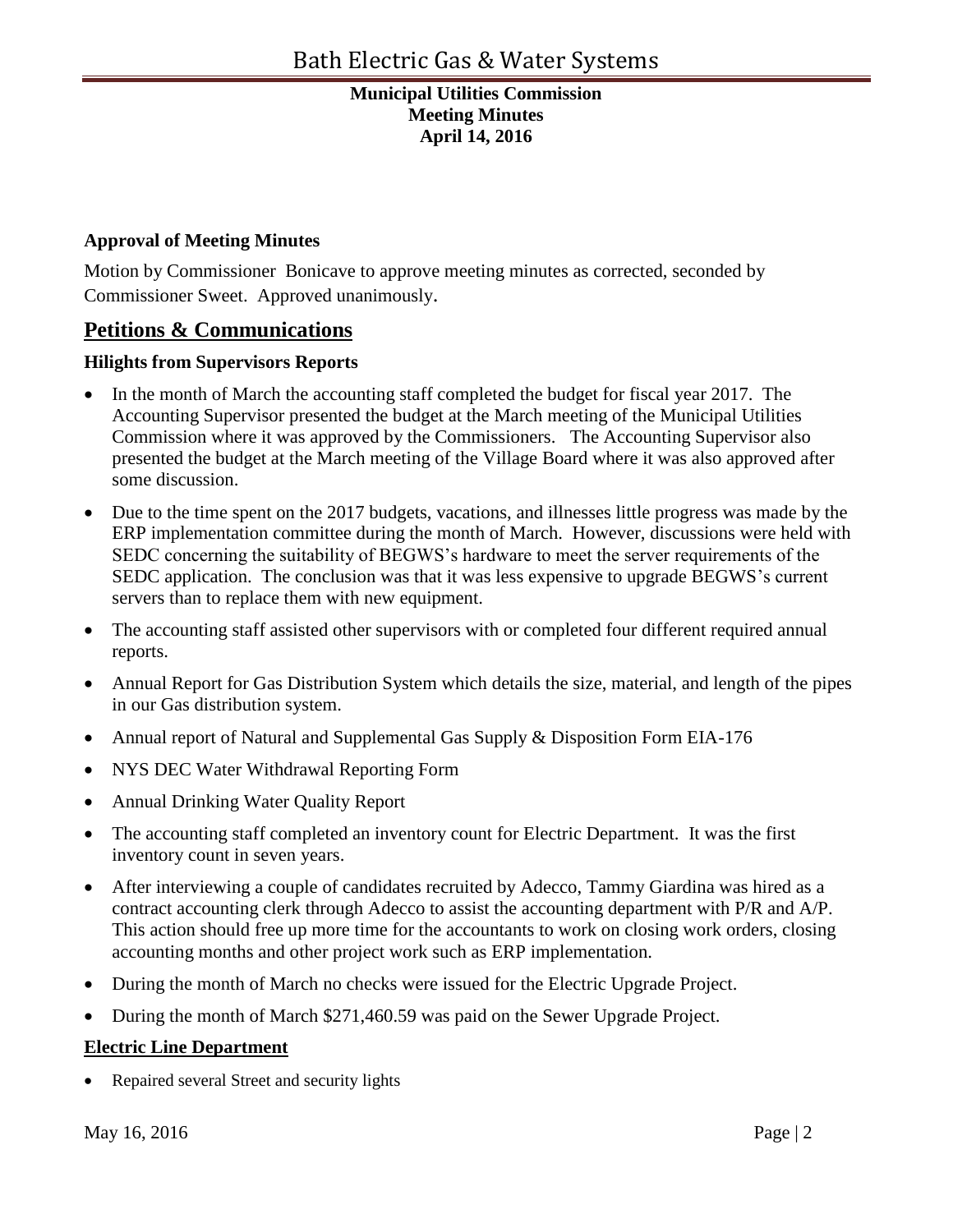**Municipal Utilities Commission**
**Meeting Minutes**
**April 14, 2016**

### Approval of Meeting Minutes

Motion by Commissioner Bonicave to approve meeting minutes as corrected, seconded by Commissioner Sweet. Approved unanimously.

## Petitions & Communications

### Hilights from Supervisors Reports

- In the month of March the accounting staff completed the budget for fiscal year 2017. The Accounting Supervisor presented the budget at the March meeting of the Municipal Utilities Commission where it was approved by the Commissioners. The Accounting Supervisor also presented the budget at the March meeting of the Village Board where it was also approved after some discussion.
- Due to the time spent on the 2017 budgets, vacations, and illnesses little progress was made by the ERP implementation committee during the month of March. However, discussions were held with SEDC concerning the suitability of BEGWS's hardware to meet the server requirements of the SEDC application. The conclusion was that it was less expensive to upgrade BEGWS's current servers than to replace them with new equipment.
- The accounting staff assisted other supervisors with or completed four different required annual reports.
- Annual Report for Gas Distribution System which details the size, material, and length of the pipes in our Gas distribution system.
- Annual report of Natural and Supplemental Gas Supply & Disposition Form EIA-176
- NYS DEC Water Withdrawal Reporting Form
- Annual Drinking Water Quality Report
- The accounting staff completed an inventory count for Electric Department. It was the first inventory count in seven years.
- After interviewing a couple of candidates recruited by Adecco, Tammy Giardina was hired as a contract accounting clerk through Adecco to assist the accounting department with P/R and A/P. This action should free up more time for the accountants to work on closing work orders, closing accounting months and other project work such as ERP implementation.
- During the month of March no checks were issued for the Electric Upgrade Project.
- During the month of March $271,460.59 was paid on the Sewer Upgrade Project.

### Electric Line Department

- Repaired several Street and security lights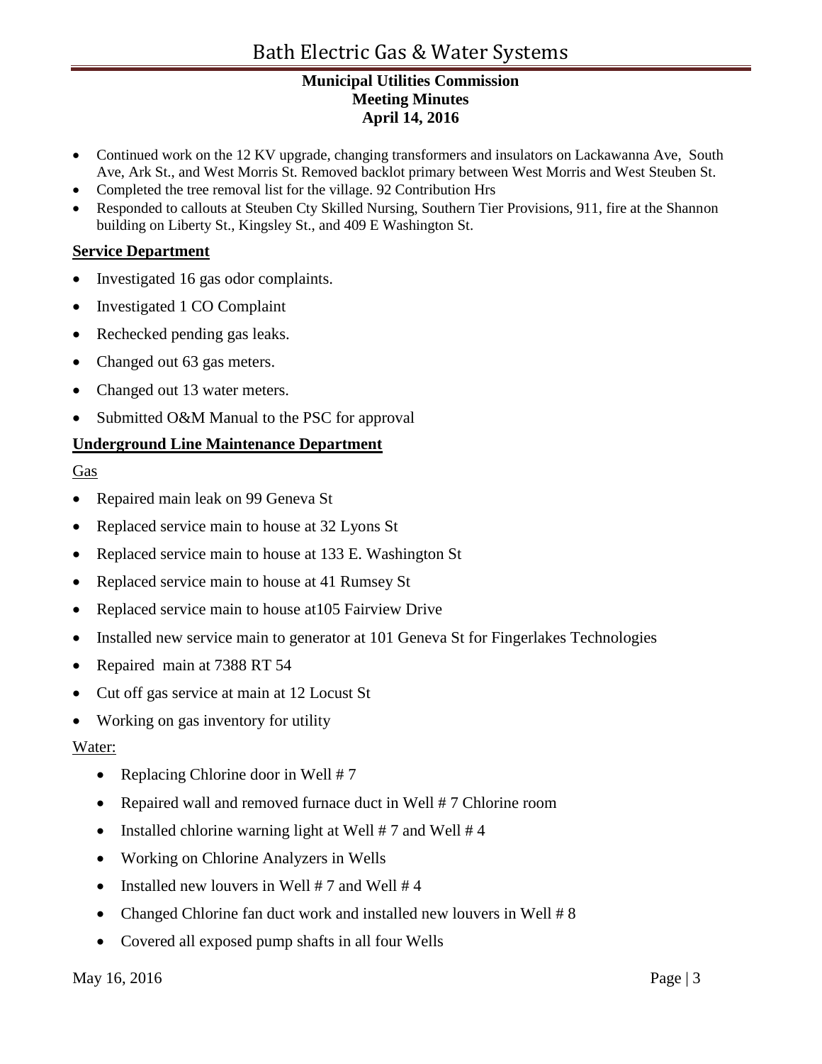- Continued work on the 12 KV upgrade, changing transformers and insulators on Lackawanna Ave, South Ave, Ark St., and West Morris St. Removed backlot primary between West Morris and West Steuben St.
- Completed the tree removal list for the village. 92 Contribution Hrs
- Responded to callouts at Steuben Cty Skilled Nursing, Southern Tier Provisions, 911, fire at the Shannon building on Liberty St., Kingsley St., and 409 E Washington St.

**Service Department**

- Investigated 16 gas odor complaints.
- Investigated 1 CO Complaint
- Rechecked pending gas leaks.
- Changed out 63 gas meters.
- Changed out 13 water meters.
- Submitted O&M Manual to the PSC for approval

**Underground Line Maintenance Department**

Gas

- Repaired main leak on 99 Geneva St
- Replaced service main to house at 32 Lyons St
- Replaced service main to house at 133 E. Washington St
- Replaced service main to house at 41 Rumsey St
- Replaced service main to house at105 Fairview Drive
- Installed new service main to generator at 101 Geneva St for Fingerlakes Technologies
- Repaired main at 7388 RT 54
- Cut off gas service at main at 12 Locust St
- Working on gas inventory for utility

Water:

- Replacing Chlorine door in Well # 7
- Repaired wall and removed furnace duct in Well # 7 Chlorine room
- Installed chlorine warning light at Well # 7 and Well # 4
- Working on Chlorine Analyzers in Wells
- Installed new louvers in Well # 7 and Well # 4
- Changed Chlorine fan duct work and installed new louvers in Well # 8
- Covered all exposed pump shafts in all four Wells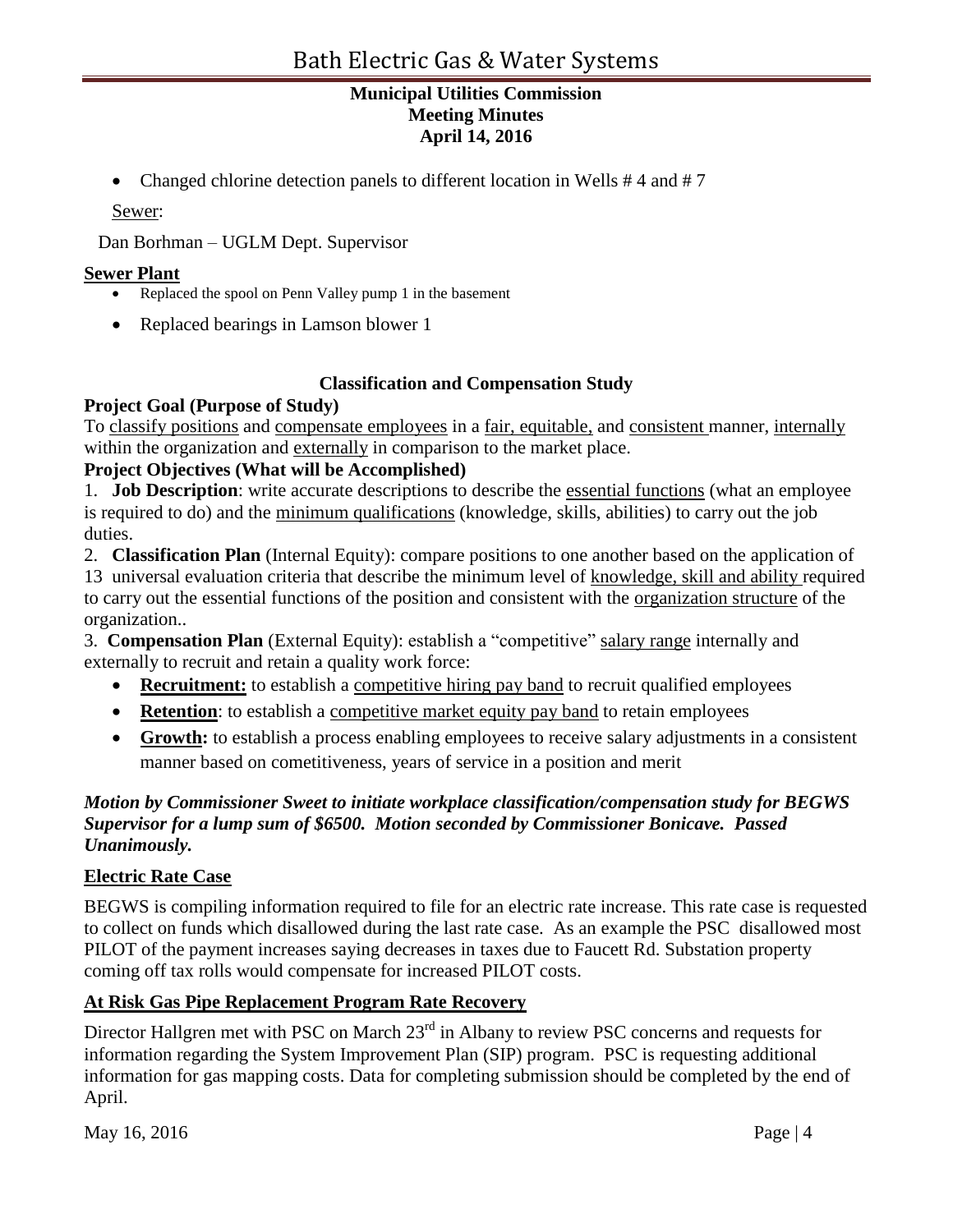- Changed chlorine detection panels to different location in Wells # 4 and # 7

Sewer:

Dan Borhman – UGLM Dept. Supervisor

**Sewer Plant**

- Replaced the spool on Penn Valley pump 1 in the basement
- Replaced bearings in Lamson blower 1

**Classification and Compensation Study**

**Project Goal (Purpose of Study)**

To classify positions and compensate employees in a fair, equitable, and consistent manner, internally within the organization and externally in comparison to the market place.

**Project Objectives (What will be Accomplished)**

1. **Job Description**: write accurate descriptions to describe the essential functions (what an employee is required to do) and the minimum qualifications (knowledge, skills, abilities) to carry out the job duties.
2. **Classification Plan** (Internal Equity): compare positions to one another based on the application of 13 universal evaluation criteria that describe the minimum level of knowledge, skill and ability required to carry out the essential functions of the position and consistent with the organization structure of the organization..
3. **Compensation Plan** (External Equity): establish a "competitive" salary range internally and externally to recruit and retain a quality work force:
   - **Recruitment:** to establish a competitive hiring pay band to recruit qualified employees
   - **Retention**: to establish a competitive market equity pay band to retain employees
   - **Growth:** to establish a process enabling employees to receive salary adjustments in a consistent manner based on cometitiveness, years of service in a position and merit

***Motion by Commissioner Sweet to initiate workplace classification/compensation study for BEGWS Supervisor for a lump sum of $6500. Motion seconded by Commissioner Bonicave. Passed Unanimously.***

**Electric Rate Case**

BEGWS is compiling information required to file for an electric rate increase. This rate case is requested to collect on funds which disallowed during the last rate case. As an example the PSC disallowed most PILOT of the payment increases saying decreases in taxes due to Faucett Rd. Substation property coming off tax rolls would compensate for increased PILOT costs.

**At Risk Gas Pipe Replacement Program Rate Recovery**

Director Hallgren met with PSC on March 23rd in Albany to review PSC concerns and requests for information regarding the System Improvement Plan (SIP) program. PSC is requesting additional information for gas mapping costs. Data for completing submission should be completed by the end of April.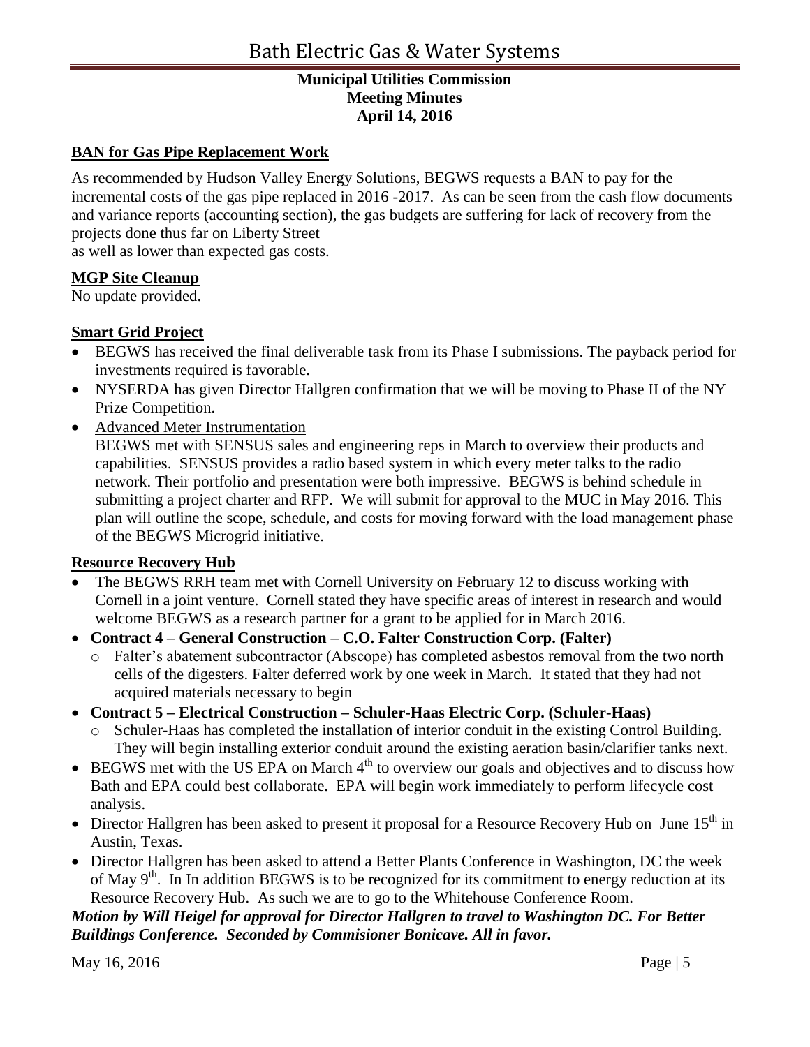**BAN for Gas Pipe Replacement Work**

As recommended by Hudson Valley Energy Solutions, BEGWS requests a BAN to pay for the incremental costs of the gas pipe replaced in 2016 -2017. As can be seen from the cash flow documents and variance reports (accounting section), the gas budgets are suffering for lack of recovery from the projects done thus far on Liberty Street
as well as lower than expected gas costs.

**MGP Site Cleanup**

No update provided.

**Smart Grid Project**

- BEGWS has received the final deliverable task from its Phase I submissions. The payback period for investments required is favorable.
- NYSERDA has given Director Hallgren confirmation that we will be moving to Phase II of the NY Prize Competition.
- Advanced Meter Instrumentation
  BEGWS met with SENSUS sales and engineering reps in March to overview their products and capabilities. SENSUS provides a radio based system in which every meter talks to the radio network. Their portfolio and presentation were both impressive. BEGWS is behind schedule in submitting a project charter and RFP. We will submit for approval to the MUC in May 2016. This plan will outline the scope, schedule, and costs for moving forward with the load management phase of the BEGWS Microgrid initiative.

**Resource Recovery Hub**

- The BEGWS RRH team met with Cornell University on February 12 to discuss working with Cornell in a joint venture. Cornell stated they have specific areas of interest in research and would welcome BEGWS as a research partner for a grant to be applied for in March 2016.
- **Contract 4 – General Construction – C.O. Falter Construction Corp. (Falter)**
  - Falter's abatement subcontractor (Abscope) has completed asbestos removal from the two north cells of the digesters. Falter deferred work by one week in March. It stated that they had not acquired materials necessary to begin
- **Contract 5 – Electrical Construction – Schuler-Haas Electric Corp. (Schuler-Haas)**
  - Schuler-Haas has completed the installation of interior conduit in the existing Control Building. They will begin installing exterior conduit around the existing aeration basin/clarifier tanks next.
- BEGWS met with the US EPA on March 4th to overview our goals and objectives and to discuss how Bath and EPA could best collaborate. EPA will begin work immediately to perform lifecycle cost analysis.
- Director Hallgren has been asked to present it proposal for a Resource Recovery Hub on June 15th in Austin, Texas.
- Director Hallgren has been asked to attend a Better Plants Conference in Washington, DC the week of May 9th. In In addition BEGWS is to be recognized for its commitment to energy reduction at its Resource Recovery Hub. As such we are to go to the Whitehouse Conference Room.

***Motion by Will Heigel for approval for Director Hallgren to travel to Washington DC. For Better Buildings Conference. Seconded by Commisioner Bonicave. All in favor.***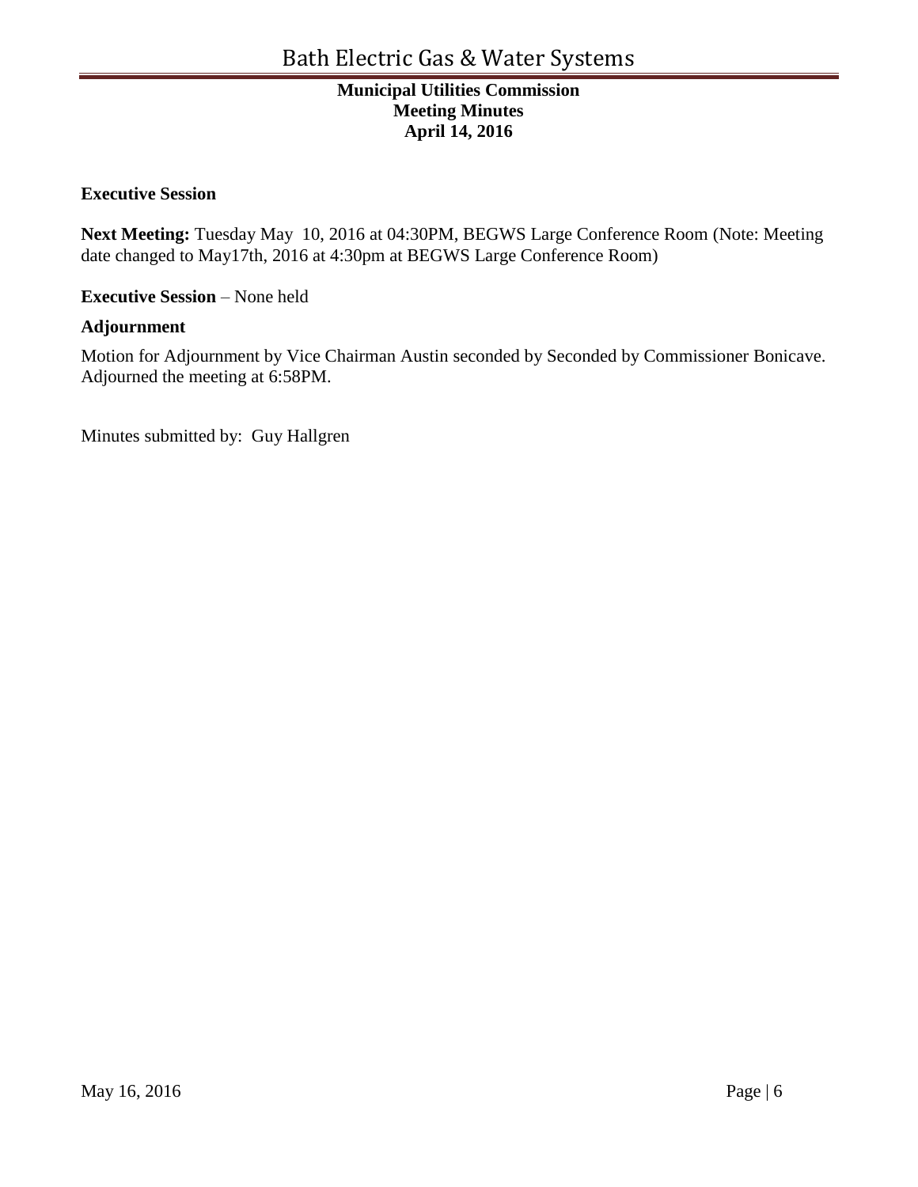**Executive Session**

**Next Meeting:** Tuesday May 10, 2016 at 04:30PM, BEGWS Large Conference Room (Note: Meeting date changed to May17th, 2016 at 4:30pm at BEGWS Large Conference Room)

**Executive Session** – None held

**Adjournment**

Motion for Adjournment by Vice Chairman Austin seconded by Seconded by Commissioner Bonicave. Adjourned the meeting at 6:58PM.

Minutes submitted by: Guy Hallgren